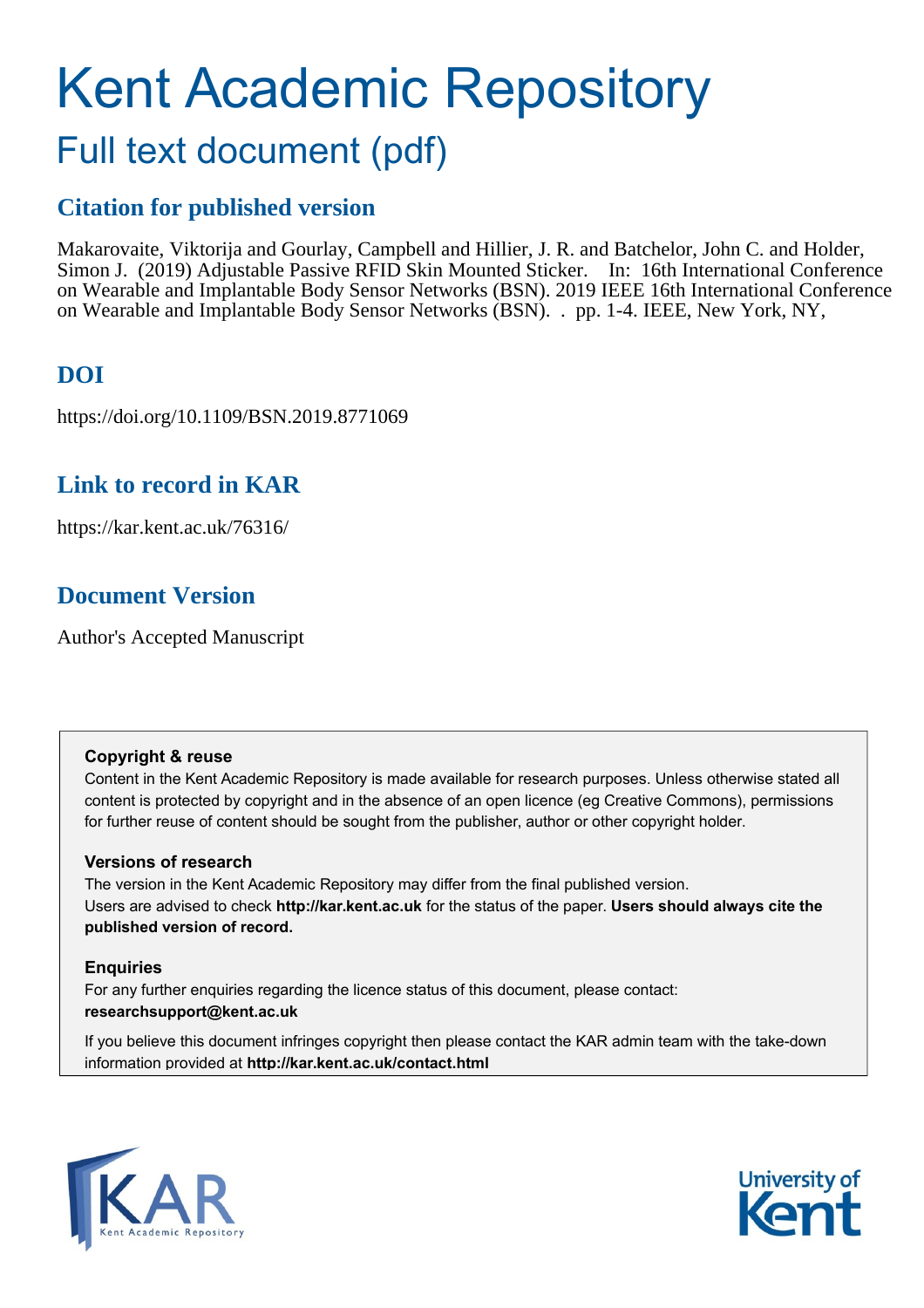# Kent Academic Repository

## Full text document (pdf)

### Citation for published version

Makarovaite, Viktorija and Gourlay, Campbell and Hillier, J. R. and Batchelor, John C. and Holder, Simon J. (2019) Adjustable Passive RFID Skin Mounted Sticker. In: 16th International Conference on Wearable and Implantable Body Sensor Networks (BSN). 2019 IEEE 16th International Conference on Wearable and Implantable Body Sensor Networks (BSN). . pp. 1-4. IEEE, New York, NY,

### DOI

https://doi.org/10.1109/BSN.2019.8771069

### Link to record in KAR

https://kar.kent.ac.uk/76316/

### Document Version

Author's Accepted Manuscript

**Copyright & reuse**

Content in the Kent Academic Repository is made available for research purposes. Unless otherwise stated all content is protected by copyright and in the absence of an open licence (eg Creative Commons), permissions for further reuse of content should be sought from the publisher, author or other copyright holder.

**Versions of research**

The version in the Kent Academic Repository may differ from the final published version. Users are advised to check **http://kar.kent.ac.uk** for the status of the paper. **Users should always cite the published version of record.**

**Enquiries**

For any further enquiries regarding the licence status of this document, please contact: **researchsupport@kent.ac.uk**

If you believe this document infringes copyright then please contact the KAR admin team with the take-down information provided at **http://kar.kent.ac.uk/contact.html**

KAR Kent Academic Repository

University of Kent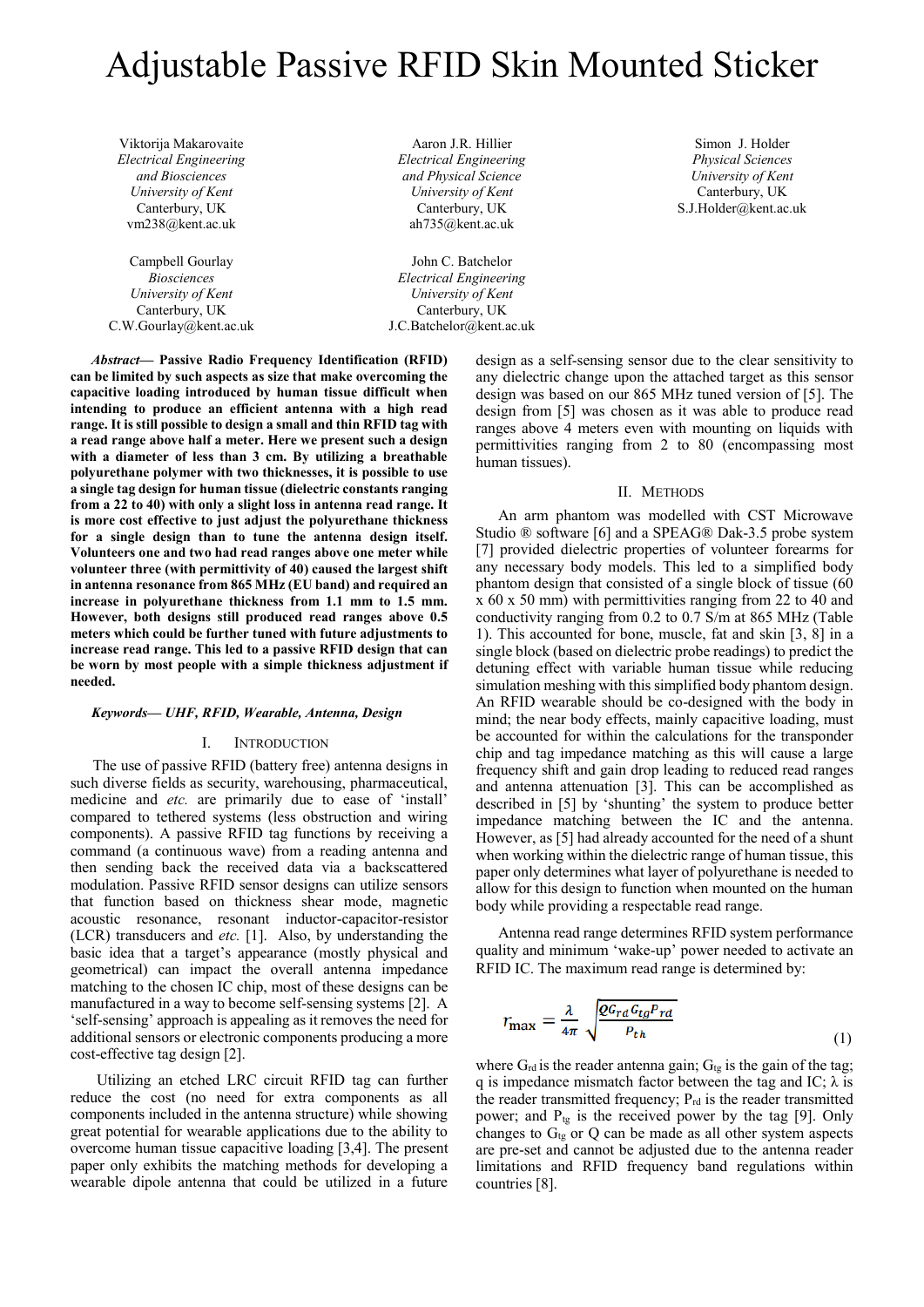# Adjustable Passive RFID Skin Mounted Sticker

Viktorija Makarovaite
*Electrical Engineering and Biosciences*
*University of Kent*
Canterbury, UK
vm238@kent.ac.uk

Aaron J.R. Hillier
*Electrical Engineering and Physical Science*
*University of Kent*
Canterbury, UK
ah735@kent.ac.uk

Simon J. Holder
*Physical Sciences*
*University of Kent*
Canterbury, UK
S.J.Holder@kent.ac.uk

Campbell Gourlay
*Biosciences*
*University of Kent*
Canterbury, UK
C.W.Gourlay@kent.ac.uk

John C. Batchelor
*Electrical Engineering*
*University of Kent*
Canterbury, UK
J.C.Batchelor@kent.ac.uk

***Abstract*— Passive Radio Frequency Identification (RFID) can be limited by such aspects as size that make overcoming the capacitive loading introduced by human tissue difficult when intending to produce an efficient antenna with a high read range. It is still possible to design a small and thin RFID tag with a read range above half a meter. Here we present such a design with a diameter of less than 3 cm. By utilizing a breathable polyurethane polymer with two thicknesses, it is possible to use a single tag design for human tissue (dielectric constants ranging from a 22 to 40) with only a slight loss in antenna read range. It is more cost effective to just adjust the polyurethane thickness for a single design than to tune the antenna design itself. Volunteers one and two had read ranges above one meter while volunteer three (with permittivity of 40) caused the largest shift in antenna resonance from 865 MHz (EU band) and required an increase in polyurethane thickness from 1.1 mm to 1.5 mm. However, both designs still produced read ranges above 0.5 meters which could be further tuned with future adjustments to increase read range. This led to a passive RFID design that can be worn by most people with a simple thickness adjustment if needed.**

***Keywords*— UHF, RFID, Wearable, Antenna, Design**

## I. Introduction

The use of passive RFID (battery free) antenna designs in such diverse fields as security, warehousing, pharmaceutical, medicine and *etc.* are primarily due to ease of 'install' compared to tethered systems (less obstruction and wiring components). A passive RFID tag functions by receiving a command (a continuous wave) from a reading antenna and then sending back the received data via a backscattered modulation. Passive RFID sensor designs can utilize sensors that function based on thickness shear mode, magnetic acoustic resonance, resonant inductor-capacitor-resistor (LCR) transducers and *etc.* [1]. Also, by understanding the basic idea that a target's appearance (mostly physical and geometrical) can impact the overall antenna impedance matching to the chosen IC chip, most of these designs can be manufactured in a way to become self-sensing systems [2]. A 'self-sensing' approach is appealing as it removes the need for additional sensors or electronic components producing a more cost-effective tag design [2].

Utilizing an etched LRC circuit RFID tag can further reduce the cost (no need for extra components as all components included in the antenna structure) while showing great potential for wearable applications due to the ability to overcome human tissue capacitive loading [3,4]. The present paper only exhibits the matching methods for developing a wearable dipole antenna that could be utilized in a future design as a self-sensing sensor due to the clear sensitivity to any dielectric change upon the attached target as this sensor design was based on our 865 MHz tuned version of [5]. The design from [5] was chosen as it was able to produce read ranges above 4 meters even with mounting on liquids with permittivities ranging from 2 to 80 (encompassing most human tissues).

## II. Methods

An arm phantom was modelled with CST Microwave Studio ® software [6] and a SPEAG® Dak-3.5 probe system [7] provided dielectric properties of volunteer forearms for any necessary body models. This led to a simplified body phantom design that consisted of a single block of tissue (60 x 60 x 50 mm) with permittivities ranging from 22 to 40 and conductivity ranging from 0.2 to 0.7 S/m at 865 MHz (Table 1). This accounted for bone, muscle, fat and skin [3, 8] in a single block (based on dielectric probe readings) to predict the detuning effect with variable human tissue while reducing simulation meshing with this simplified body phantom design. An RFID wearable should be co-designed with the body in mind; the near body effects, mainly capacitive loading, must be accounted for within the calculations for the transponder chip and tag impedance matching as this will cause a large frequency shift and gain drop leading to reduced read ranges and antenna attenuation [3]. This can be accomplished as described in [5] by 'shunting' the system to produce better impedance matching between the IC and the antenna. However, as [5] had already accounted for the need of a shunt when working within the dielectric range of human tissue, this paper only determines what layer of polyurethane is needed to allow for this design to function when mounted on the human body while providing a respectable read range.

Antenna read range determines RFID system performance quality and minimum 'wake-up' power needed to activate an RFID IC. The maximum read range is determined by:

$$r_{\max} = \frac{\lambda}{4\pi}\sqrt{\frac{QG_{rd}G_{tg}P_{rd}}{P_{th}}} \tag{1}$$

where $G_{rd}$ is the reader antenna gain; $G_{tg}$ is the gain of the tag; q is impedance mismatch factor between the tag and IC; λ is the reader transmitted frequency; $P_{rd}$ is the reader transmitted power; and $P_{tg}$ is the received power by the tag [9]. Only changes to $G_{tg}$ or Q can be made as all other system aspects are pre-set and cannot be adjusted due to the antenna reader limitations and RFID frequency band regulations within countries [8].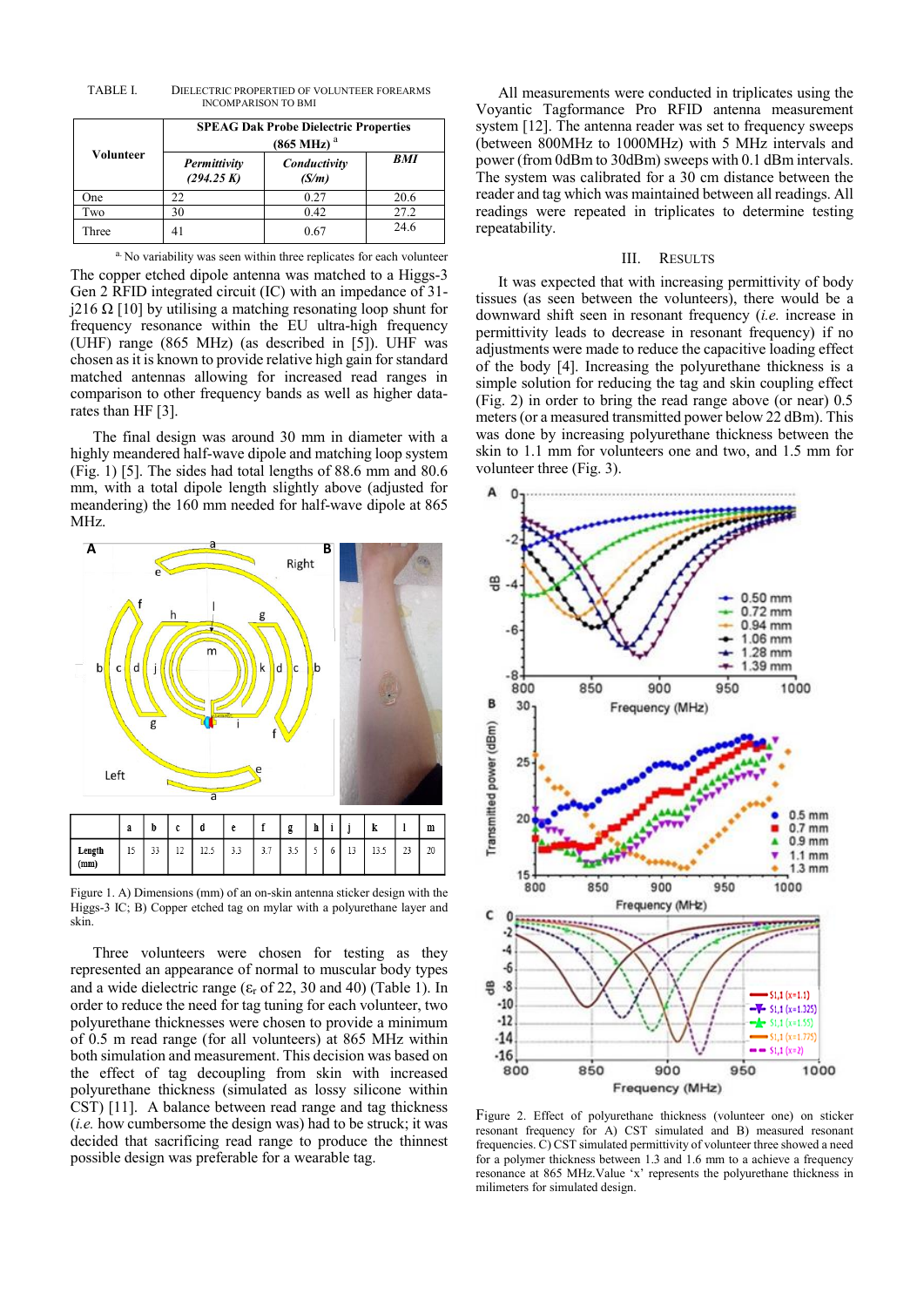TABLE I. DIELECTRIC PROPERTIED OF VOLUNTEER FOREARMS INCOMPARISON TO BMI

| Volunteer | SPEAG Dak Probe Dielectric Properties (865 MHz) [a] | | |
|---|---|---|---|
| | *Permittivity (294.25 K)* | *Conductivity (S/m)* | *BMI* |
| One | 22 | 0.27 | 20.6 |
| Two | 30 | 0.42 | 27.2 |
| Three | 41 | 0.67 | 24.6 |

[a] No variability was seen within three replicates for each volunteer

The copper etched dipole antenna was matched to a Higgs-3 Gen 2 RFID integrated circuit (IC) with an impedance of 31-j216 Ω [10] by utilising a matching resonating loop shunt for frequency resonance within the EU ultra-high frequency (UHF) range (865 MHz) (as described in [5]). UHF was chosen as it is known to provide relative high gain for standard matched antennas allowing for increased read ranges in comparison to other frequency bands as well as higher data-rates than HF [3].

The final design was around 30 mm in diameter with a highly meandered half-wave dipole and matching loop system (Fig. 1) [5]. The sides had total lengths of 88.6 mm and 80.6 mm, with a total dipole length slightly above (adjusted for meandering) the 160 mm needed for half-wave dipole at 865 MHz.

| | a | b | c | d | e | f | g | h | i | j | k | l | m |
|---|---|---|---|---|---|---|---|---|---|---|---|---|---|
| Length (mm) | 15 | 33 | 12 | 12.5 | 3.3 | 3.7 | 3.5 | 5 | 6 | 13 | 13.5 | 23 | 20 |

Figure 1. A) Dimensions (mm) of an on-skin antenna sticker design with the Higgs-3 IC; B) Copper etched tag on mylar with a polyurethane layer and skin.

Three volunteers were chosen for testing as they represented an appearance of normal to muscular body types and a wide dielectric range ($\varepsilon_r$ of 22, 30 and 40) (Table 1). In order to reduce the need for tag tuning for each volunteer, two polyurethane thicknesses were chosen to provide a minimum of 0.5 m read range (for all volunteers) at 865 MHz within both simulation and measurement. This decision was based on the effect of tag decoupling from skin with increased polyurethane thickness (simulated as lossy silicone within CST) [11]. A balance between read range and tag thickness (*i.e.* how cumbersome the design was) had to be struck; it was decided that sacrificing read range to produce the thinnest possible design was preferable for a wearable tag.

All measurements were conducted in triplicates using the Voyantic Tagformance Pro RFID antenna measurement system [12]. The antenna reader was set to frequency sweeps (between 800MHz to 1000MHz) with 5 MHz intervals and power (from 0dBm to 30dBm) sweeps with 0.1 dBm intervals. The system was calibrated for a 30 cm distance between the reader and tag which was maintained between all readings. All readings were repeated in triplicates to determine testing repeatability.

## III. RESULTS

It was expected that with increasing permittivity of body tissues (as seen between the volunteers), there would be a downward shift seen in resonant frequency (*i.e.* increase in permittivity leads to decrease in resonant frequency) if no adjustments were made to reduce the capacitive loading effect of the body [4]. Increasing the polyurethane thickness is a simple solution for reducing the tag and skin coupling effect (Fig. 2) in order to bring the read range above (or near) 0.5 meters (or a measured transmitted power below 22 dBm). This was done by increasing polyurethane thickness between the skin to 1.1 mm for volunteers one and two, and 1.5 mm for volunteer three (Fig. 3).

Figure 2. Effect of polyurethane thickness (volunteer one) on sticker resonant frequency for A) CST simulated and B) measured resonant frequencies. C) CST simulated permittivity of volunteer three showed a need for a polymer thickness between 1.3 and 1.6 mm to a achieve a frequency resonance at 865 MHz.Value 'x' represents the polyurethane thickness in milimeters for simulated design.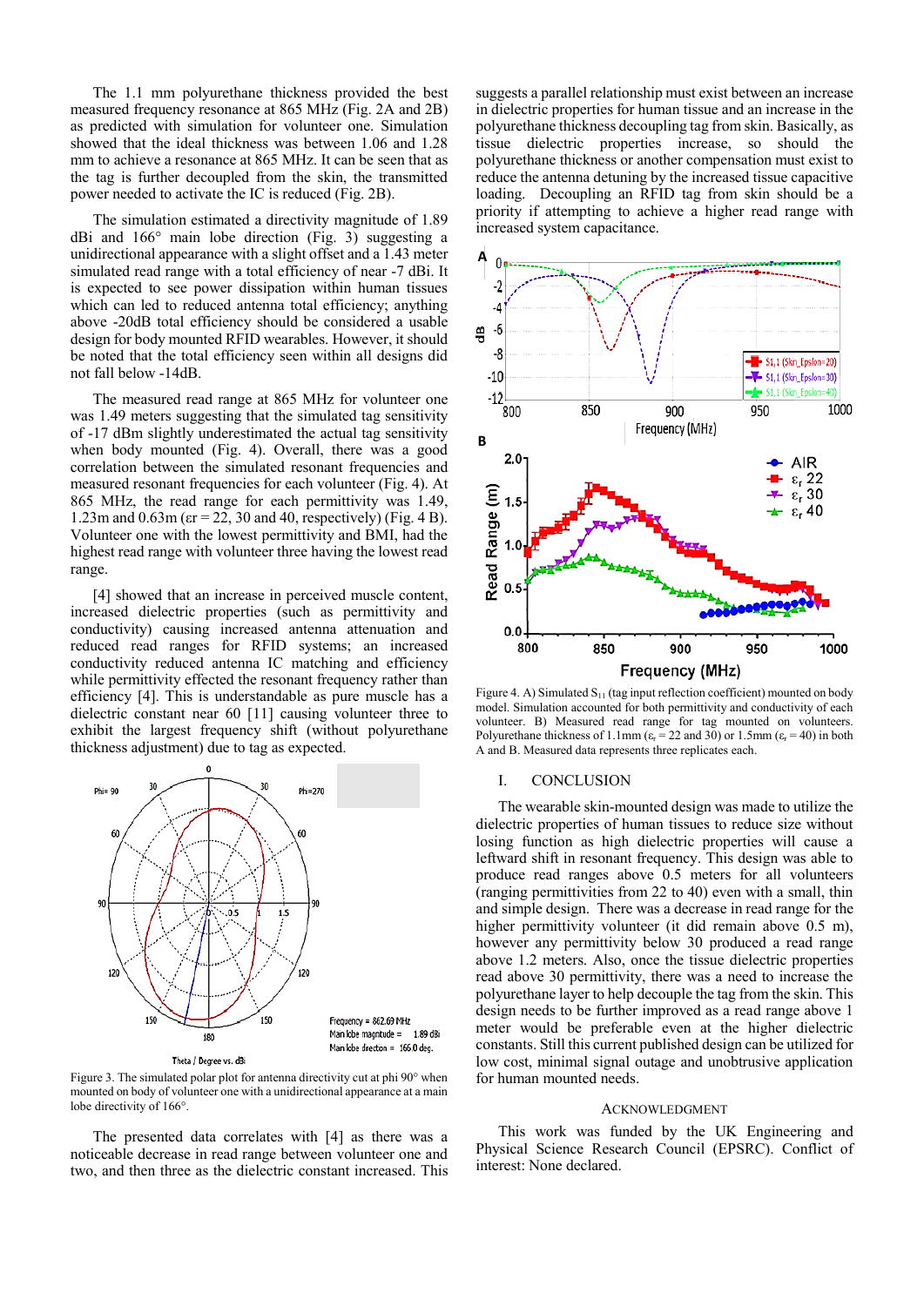The 1.1 mm polyurethane thickness provided the best measured frequency resonance at 865 MHz (Fig. 2A and 2B) as predicted with simulation for volunteer one. Simulation showed that the ideal thickness was between 1.06 and 1.28 mm to achieve a resonance at 865 MHz. It can be seen that as the tag is further decoupled from the skin, the transmitted power needed to activate the IC is reduced (Fig. 2B).

The simulation estimated a directivity magnitude of 1.89 dBi and 166° main lobe direction (Fig. 3) suggesting a unidirectional appearance with a slight offset and a 1.43 meter simulated read range with a total efficiency of near -7 dBi. It is expected to see power dissipation within human tissues which can led to reduced antenna total efficiency; anything above -20dB total efficiency should be considered a usable design for body mounted RFID wearables. However, it should be noted that the total efficiency seen within all designs did not fall below -14dB.

The measured read range at 865 MHz for volunteer one was 1.49 meters suggesting that the simulated tag sensitivity of -17 dBm slightly underestimated the actual tag sensitivity when body mounted (Fig. 4). Overall, there was a good correlation between the simulated resonant frequencies and measured resonant frequencies for each volunteer (Fig. 4). At 865 MHz, the read range for each permittivity was 1.49, 1.23m and 0.63m (εr = 22, 30 and 40, respectively) (Fig. 4 B). Volunteer one with the lowest permittivity and BMI, had the highest read range with volunteer three having the lowest read range.

[4] showed that an increase in perceived muscle content, increased dielectric properties (such as permittivity and conductivity) causing increased antenna attenuation and reduced read ranges for RFID systems; an increased conductivity reduced antenna IC matching and efficiency while permittivity effected the resonant frequency rather than efficiency [4]. This is understandable as pure muscle has a dielectric constant near 60 [11] causing volunteer three to exhibit the largest frequency shift (without polyurethane thickness adjustment) due to tag as expected.

Figure 3. The simulated polar plot for antenna directivity cut at phi 90° when mounted on body of volunteer one with a unidirectional appearance at a main lobe directivity of 166°.

The presented data correlates with [4] as there was a noticeable decrease in read range between volunteer one and two, and then three as the dielectric constant increased. This suggests a parallel relationship must exist between an increase in dielectric properties for human tissue and an increase in the polyurethane thickness decoupling tag from skin. Basically, as tissue dielectric properties increase, so should the polyurethane thickness or another compensation must exist to reduce the detuning by the increased tissue capacitive loading. Decoupling an RFID tag from skin should be a priority if attempting to achieve a higher read range with increased system capacitance.

Figure 4. A) Simulated $S_{11}$ (tag input reflection coefficient) mounted on body model. Simulation accounted for both permittivity and conductivity of each volunteer. B) Measured read range for tag mounted on volunteers. Polyurethane thickness of 1.1mm ($\varepsilon_r$ = 22 and 30) or 1.5mm ($\varepsilon_r$ = 40) in both A and B. Measured data represents three replicates each.

## I. CONCLUSION

The wearable skin-mounted design was made to utilize the dielectric properties of human tissues to reduce size without losing function as high dielectric properties will cause a leftward shift in resonant frequency. This design was able to produce read ranges above 0.5 meters for all volunteers (ranging permittivities from 22 to 40) even with a small, thin and simple design. There was a decrease in read range for the higher permittivity volunteer (it did remain above 0.5 m), however any permittivity below 30 produced a read range above 1.2 meters. Also, once the tissue dielectric properties read above 30 permittivity, there was a need to increase the polyurethane layer to help decouple the tag from the skin. This design needs to be further improved as a read range above 1 meter would be preferable even at the higher dielectric constants. Still this current published design can be utilized for low cost, minimal signal outage and unobtrusive application for human mounted needs.

## ACKNOWLEDGMENT

This work was funded by the UK Engineering and Physical Science Research Council (EPSRC). Conflict of interest: None declared.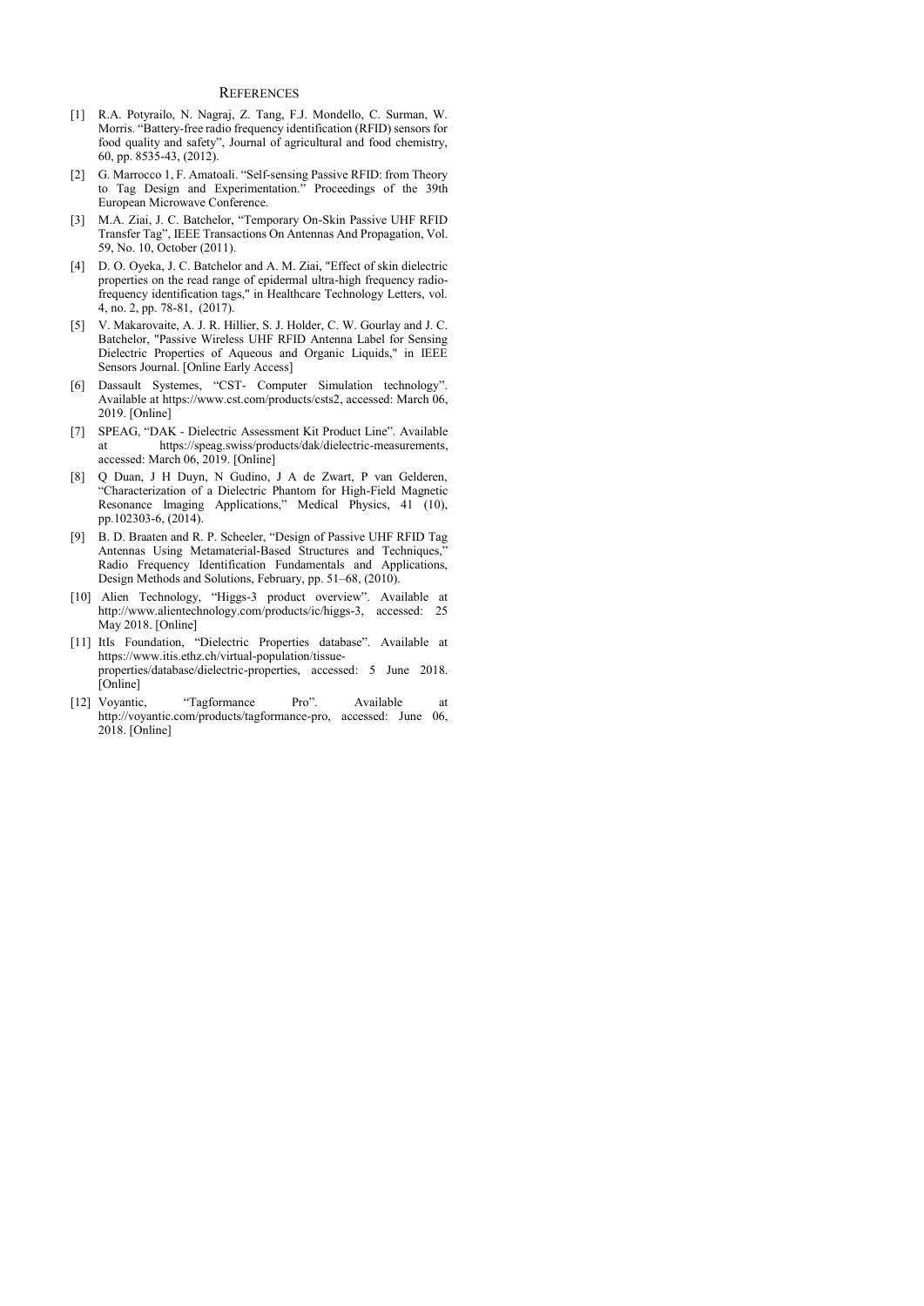## REFERENCES

[1] R.A. Potyrailo, N. Nagraj, Z. Tang, F.J. Mondello, C. Surman, W. Morris. "Battery-free radio frequency identification (RFID) sensors for food quality and safety", Journal of agricultural and food chemistry, 60, pp. 8535-43, (2012).

[2] G. Marrocco 1, F. Amatoali. "Self-sensing Passive RFID: from Theory to Tag Design and Experimentation." Proceedings of the 39th European Microwave Conference.

[3] M.A. Ziai, J. C. Batchelor, "Temporary On-Skin Passive UHF RFID Transfer Tag", IEEE Transactions On Antennas And Propagation, Vol. 59, No. 10, October (2011).

[4] D. O. Oyeka, J. C. Batchelor and A. M. Ziai, "Effect of skin dielectric properties on the read range of epidermal ultra-high frequency radio-frequency identification tags," in Healthcare Technology Letters, vol. 4, no. 2, pp. 78-81, (2017).

[5] V. Makarovaite, A. J. R. Hillier, S. J. Holder, C. W. Gourlay and J. C. Batchelor, "Passive Wireless UHF RFID Antenna Label for Sensing Dielectric Properties of Aqueous and Organic Liquids," in IEEE Sensors Journal. [Online Early Access]

[6] Dassault Systemes, "CST- Computer Simulation technology". Available at https://www.cst.com/products/csts2, accessed: March 06, 2019. [Online]

[7] SPEAG, "DAK - Dielectric Assessment Kit Product Line". Available at https://speag.swiss/products/dak/dielectric-measurements, accessed: March 06, 2019. [Online]

[8] Q Duan, J H Duyn, N Gudino, J A de Zwart, P van Gelderen, "Characterization of a Dielectric Phantom for High-Field Magnetic Resonance Imaging Applications," Medical Physics, 41 (10), pp.102303-6, (2014).

[9] B. D. Braaten and R. P. Scheeler, "Design of Passive UHF RFID Tag Antennas Using Metamaterial-Based Structures and Techniques," Radio Frequency Identification Fundamentals and Applications, Design Methods and Solutions, February, pp. 51–68, (2010).

[10] Alien Technology, "Higgs-3 product overview". Available at http://www.alientechnology.com/products/ic/higgs-3, accessed: 25 May 2018. [Online]

[11] ItIs Foundation, "Dielectric Properties database". Available at https://www.itis.ethz.ch/virtual-population/tissue-properties/database/dielectric-properties, accessed: 5 June 2018. [Online]

[12] Voyantic, "Tagformance Pro". Available at http://voyantic.com/products/tagformance-pro, accessed: June 06, 2018. [Online]